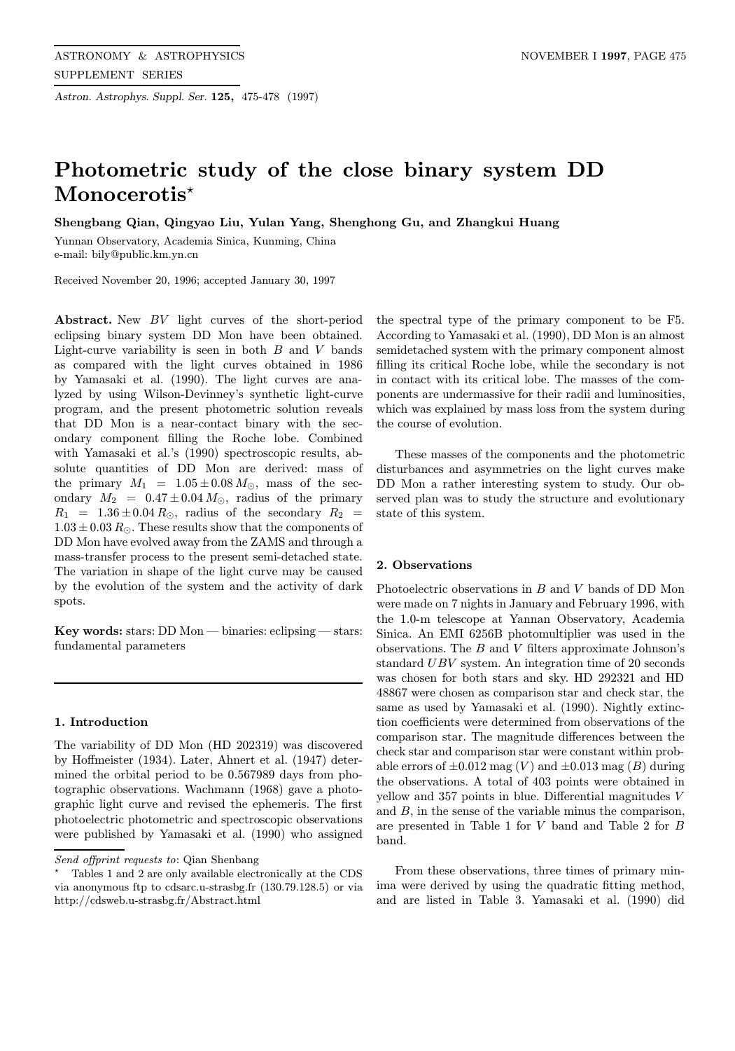# Photometric study of the close binary system DD Monocerotis*

**Shengbang Qian, Qingyao Liu, Yulan Yang, Shenghong Gu, and Zhangkui Huang**

Yunnan Observatory, Academia Sinica, Kunming, China
e-mail: bily@public.km.yn.cn

Received November 20, 1996; accepted January 30, 1997

**Abstract.** New $BV$ light curves of the short-period eclipsing binary system DD Mon have been obtained. Light-curve variability is seen in both $B$ and $V$ bands as compared with the light curves obtained in 1986 by Yamasaki et al. (1990). The light curves are analyzed by using Wilson-Devinney's synthetic light-curve program, and the present photometric solution reveals that DD Mon is a near-contact binary with the secondary component filling the Roche lobe. Combined with Yamasaki et al.'s (1990) spectroscopic results, absolute quantities of DD Mon are derived: mass of the primary $M_1 = 1.05 \pm 0.08\,M_{\odot}$, mass of the secondary $M_2 = 0.47 \pm 0.04\,M_{\odot}$, radius of the primary $R_1 = 1.36 \pm 0.04\,R_{\odot}$, radius of the secondary $R_2 = 1.03 \pm 0.03\,R_{\odot}$. These results show that the components of DD Mon have evolved away from the ZAMS and through a mass-transfer process to the present semi-detached state. The variation in shape of the light curve may be caused by the evolution of the system and the activity of dark spots.

**Key words:** stars: DD Mon — binaries: eclipsing — stars: fundamental parameters

## 1. Introduction

The variability of DD Mon (HD 202319) was discovered by Hoffmeister (1934). Later, Ahnert et al. (1947) determined the orbital period to be 0.567989 days from photographic observations. Wachmann (1968) gave a photographic light curve and revised the ephemeris. The first photoelectric photometric and spectroscopic observations were published by Yamasaki et al. (1990) who assigned the spectral type of the primary component to be F5. According to Yamasaki et al. (1990), DD Mon is an almost semidetached system with the primary component almost filling its critical Roche lobe, while the secondary is not in contact with its critical lobe. The masses of the components are undermassive for their radii and luminosities, which was explained by mass loss from the system during the course of evolution.

These masses of the components and the photometric disturbances and asymmetries on the light curves make DD Mon a rather interesting system to study. Our observed plan was to study the structure and evolutionary state of this system.

## 2. Observations

Photoelectric observations in $B$ and $V$ bands of DD Mon were made on 7 nights in January and February 1996, with the 1.0-m telescope at Yannan Observatory, Academia Sinica. An EMI 6256B photomultiplier was used in the observations. The $B$ and $V$ filters approximate Johnson's standard $UBV$ system. An integration time of 20 seconds was chosen for both stars and sky. HD 292321 and HD 48867 were chosen as comparison star and check star, the same as used by Yamasaki et al. (1990). Nightly extinction coefficients were determined from observations of the comparison star. The magnitude differences between the check star and comparison star were constant within probable errors of $\pm 0.012$ mag ($V$) and $\pm 0.013$ mag ($B$) during the observations. A total of 403 points were obtained in yellow and 357 points in blue. Differential magnitudes $V$ and $B$, in the sense of the variable minus the comparison, are presented in Table 1 for $V$ band and Table 2 for $B$ band.

From these observations, three times of primary minima were derived by using the quadratic fitting method, and are listed in Table 3. Yamasaki et al. (1990) did

---

*Send offprint requests to*: Qian Shenbang

\* Tables 1 and 2 are only available electronically at the CDS via anonymous ftp to cdsarc.u-strasbg.fr (130.79.128.5) or via http://cdsweb.u-strasbg.fr/Abstract.html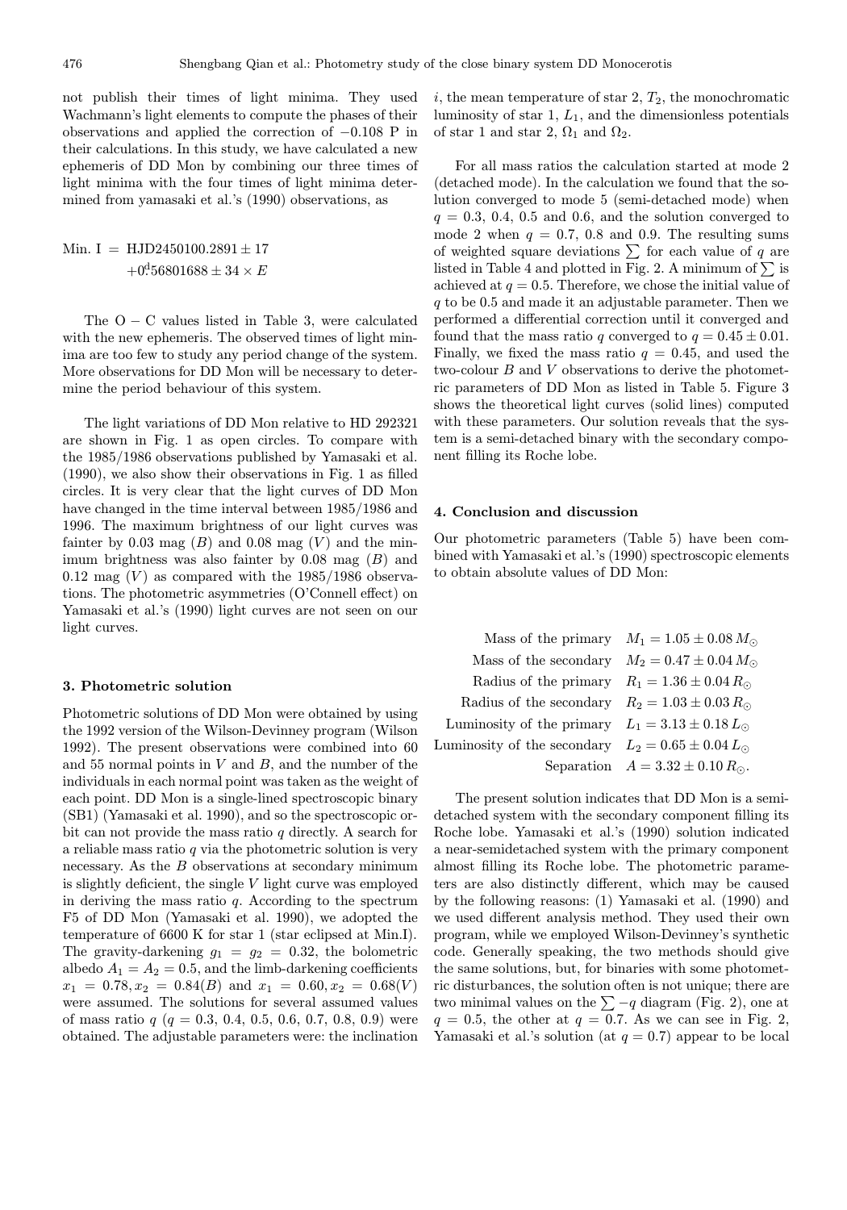not publish their times of light minima. They used Wachmann's light elements to compute the phases of their observations and applied the correction of $-0.108$ P in their calculations. In this study, we have calculated a new ephemeris of DD Mon by combining our three times of light minima with the four times of light minima determined from yamasaki et al.'s (1990) observations, as

$$\text{Min. I} = \text{HJD}2450100.2891 \pm 17 \\ +0\overset{\text{d}}{.}56801688 \pm 34 \times E$$

The O − C values listed in Table 3, were calculated with the new ephemeris. The observed times of light minima are too few to study any period change of the system. More observations for DD Mon will be necessary to determine the period behaviour of this system.

The light variations of DD Mon relative to HD 292321 are shown in Fig. 1 as open circles. To compare with the 1985/1986 observations published by Yamasaki et al. (1990), we also show their observations in Fig. 1 as filled circles. It is very clear that the light curves of DD Mon have changed in the time interval between 1985/1986 and 1996. The maximum brightness of our light curves was fainter by 0.03 mag ($B$) and 0.08 mag ($V$) and the minimum brightness was also fainter by 0.08 mag ($B$) and 0.12 mag ($V$) as compared with the 1985/1986 observations. The photometric asymmetries (O'Connell effect) on Yamasaki et al.'s (1990) light curves are not seen on our light curves.

### 3. Photometric solution

Photometric solutions of DD Mon were obtained by using the 1992 version of the Wilson-Devinney program (Wilson 1992). The present observations were combined into 60 and 55 normal points in $V$ and $B$, and the number of the individuals in each normal point was taken as the weight of each point. DD Mon is a single-lined spectroscopic binary (SB1) (Yamasaki et al. 1990), and so the spectroscopic orbit can not provide the mass ratio $q$ directly. A search for a reliable mass ratio $q$ via the photometric solution is very necessary. As the $B$ observations at secondary minimum is slightly deficient, the single $V$ light curve was employed in deriving the mass ratio $q$. According to the spectrum F5 of DD Mon (Yamasaki et al. 1990), we adopted the temperature of 6600 K for star 1 (star eclipsed at Min.I). The gravity-darkening $g_1 = g_2 = 0.32$, the bolometric albedo $A_1 = A_2 = 0.5$, and the limb-darkening coefficients $x_1 = 0.78, x_2 = 0.84(B)$ and $x_1 = 0.60, x_2 = 0.68(V)$ were assumed. The solutions for several assumed values of mass ratio $q$ ($q$ = 0.3, 0.4, 0.5, 0.6, 0.7, 0.8, 0.9) were obtained. The adjustable parameters were: the inclination $i$, the mean temperature of star 2, $T_2$, the monochromatic luminosity of star 1, $L_1$, and the dimensionless potentials of star 1 and star 2, $\Omega_1$ and $\Omega_2$.

For all mass ratios the calculation started at mode 2 (detached mode). In the calculation we found that the solution converged to mode 5 (semi-detached mode) when $q$ = 0.3, 0.4, 0.5 and 0.6, and the solution converged to mode 2 when $q$ = 0.7, 0.8 and 0.9. The resulting sums of weighted square deviations $\sum$ for each value of $q$ are listed in Table 4 and plotted in Fig. 2. A minimum of $\sum$ is achieved at $q = 0.5$. Therefore, we chose the initial value of $q$ to be 0.5 and made it an adjustable parameter. Then we performed a differential correction until it converged and found that the mass ratio $q$ converged to $q = 0.45 \pm 0.01$. Finally, we fixed the mass ratio $q = 0.45$, and used the two-colour $B$ and $V$ observations to derive the photometric parameters of DD Mon as listed in Table 5. Figure 3 shows the theoretical light curves (solid lines) computed with these parameters. Our solution reveals that the system is a semi-detached binary with the secondary component filling its Roche lobe.

### 4. Conclusion and discussion

Our photometric parameters (Table 5) have been combined with Yamasaki et al.'s (1990) spectroscopic elements to obtain absolute values of DD Mon:

|  |  |
|---|---|
| Mass of the primary | $M_1 = 1.05 \pm 0.08\,M_\odot$ |
| Mass of the secondary | $M_2 = 0.47 \pm 0.04\,M_\odot$ |
| Radius of the primary | $R_1 = 1.36 \pm 0.04\,R_\odot$ |
| Radius of the secondary | $R_2 = 1.03 \pm 0.03\,R_\odot$ |
| Luminosity of the primary | $L_1 = 3.13 \pm 0.18\,L_\odot$ |
| Luminosity of the secondary | $L_2 = 0.65 \pm 0.04\,L_\odot$ |
| Separation | $A = 3.32 \pm 0.10\,R_\odot$. |

The present solution indicates that DD Mon is a semi-detached system with the secondary component filling its Roche lobe. Yamasaki et al.'s (1990) solution indicated a near-semidetached system with the primary component almost filling its Roche lobe. The photometric parameters are also distinctly different, which may be caused by the following reasons: (1) Yamasaki et al. (1990) and we used different analysis method. They used their own program, while we employed Wilson-Devinney's synthetic code. Generally speaking, the two methods should give the same solutions, but, for binaries with some photometric disturbances, the solution often is not unique; there are two minimal values on the $\sum -q$ diagram (Fig. 2), one at $q = 0.5$, the other at $q = 0.7$. As we can see in Fig. 2, Yamasaki et al.'s solution (at $q = 0.7$) appear to be local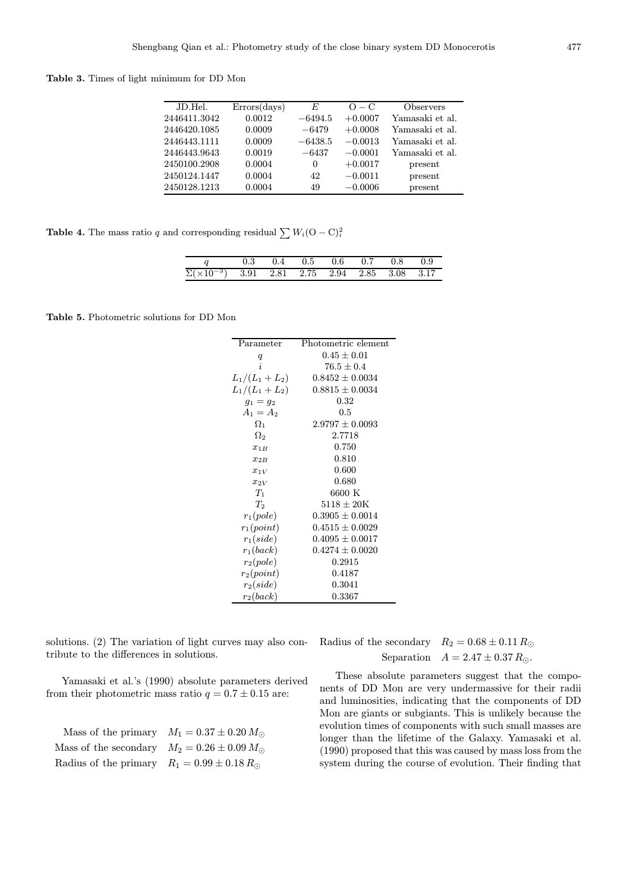**Table 3.** Times of light minimum for DD Mon

| JD.Hel. | Errors(days) | $E$ | $\mathrm{O-C}$ | Observers |
|---|---|---|---|---|
| 2446411.3042 | 0.0012 | $-6494.5$ | $+0.0007$ | Yamasaki et al. |
| 2446420.1085 | 0.0009 | $-6479$ | $+0.0008$ | Yamasaki et al. |
| 2446443.1111 | 0.0009 | $-6438.5$ | $-0.0013$ | Yamasaki et al. |
| 2446443.9643 | 0.0019 | $-6437$ | $-0.0001$ | Yamasaki et al. |
| 2450100.2908 | 0.0004 | 0 | $+0.0017$ | present |
| 2450124.1447 | 0.0004 | 42 | $-0.0011$ | present |
| 2450128.1213 | 0.0004 | 49 | $-0.0006$ | present |

**Table 4.** The mass ratio $q$ and corresponding residual $\sum W_i(\mathrm{O-C})_i^2$

| $q$ | 0.3 | 0.4 | 0.5 | 0.6 | 0.7 | 0.8 | 0.9 |
|---|---|---|---|---|---|---|---|
| $\Sigma(\times 10^{-3})$ | 3.91 | 2.81 | 2.75 | 2.94 | 2.85 | 3.08 | 3.17 |

**Table 5.** Photometric solutions for DD Mon

| Parameter | Photometric element |
|---|---|
| $q$ | $0.45 \pm 0.01$ |
| $i$ | $76.5 \pm 0.4$ |
| $L_1/(L_1+L_2)$ | $0.8452 \pm 0.0034$ |
| $L_1/(L_1+L_2)$ | $0.8815 \pm 0.0034$ |
| $g_1 = g_2$ | 0.32 |
| $A_1 = A_2$ | 0.5 |
| $\Omega_1$ | $2.9797 \pm 0.0093$ |
| $\Omega_2$ | 2.7718 |
| $x_{1B}$ | 0.750 |
| $x_{2B}$ | 0.810 |
| $x_{1V}$ | 0.600 |
| $x_{2V}$ | 0.680 |
| $T_1$ | 6600 K |
| $T_2$ | $5118 \pm 20$K |
| $r_1(pole)$ | $0.3905 \pm 0.0014$ |
| $r_1(point)$ | $0.4515 \pm 0.0029$ |
| $r_1(side)$ | $0.4095 \pm 0.0017$ |
| $r_1(back)$ | $0.4274 \pm 0.0020$ |
| $r_2(pole)$ | 0.2915 |
| $r_2(point)$ | 0.4187 |
| $r_2(side)$ | 0.3041 |
| $r_2(back)$ | 0.3367 |

solutions. (2) The variation of light curves may also contribute to the differences in solutions.

Yamasaki et al.'s (1990) absolute parameters derived from their photometric mass ratio $q = 0.7 \pm 0.15$ are:

Mass of the primary $M_1 = 0.37 \pm 0.20\, M_\odot$
Mass of the secondary $M_2 = 0.26 \pm 0.09\, M_\odot$
Radius of the primary $R_1 = 0.99 \pm 0.18\, R_\odot$
Radius of the secondary $R_2 = 0.68 \pm 0.11\, R_\odot$
Separation $A = 2.47 \pm 0.37\, R_\odot$.

These absolute parameters suggest that the components of DD Mon are very undermassive for their radii and luminosities, indicating that the components of DD Mon are giants or subgiants. This is unlikely because the evolution times of components with such small masses are longer than the lifetime of the Galaxy. Yamasaki et al. (1990) proposed that this was caused by mass loss from the system during the course of evolution. Their finding that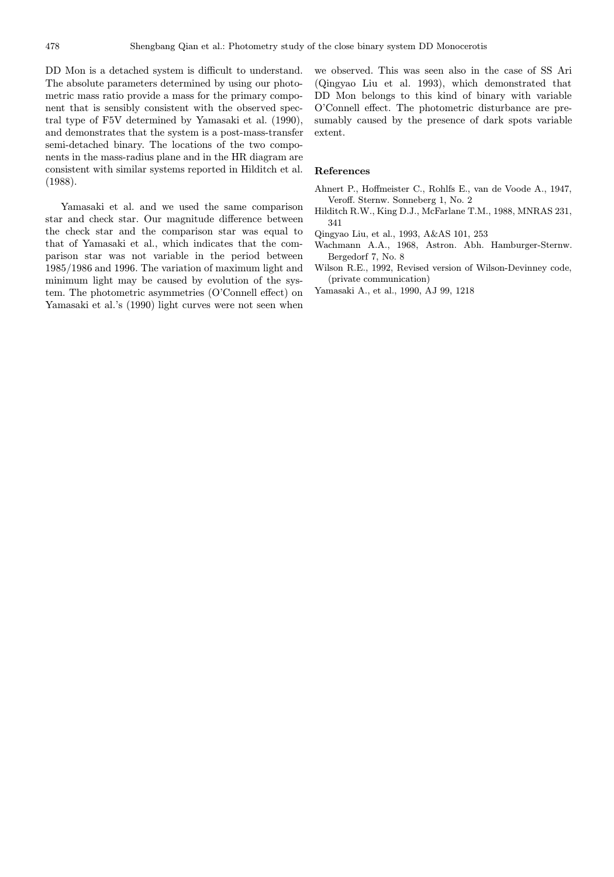DD Mon is a detached system is difficult to understand. The absolute parameters determined by using our photometric mass ratio provide a mass for the primary component that is sensibly consistent with the observed spectral type of F5V determined by Yamasaki et al. (1990), and demonstrates that the system is a post-mass-transfer semi-detached binary. The locations of the two components in the mass-radius plane and in the HR diagram are consistent with similar systems reported in Hilditch et al. (1988).

Yamasaki et al. and we used the same comparison star and check star. Our magnitude difference between the check star and the comparison star was equal to that of Yamasaki et al., which indicates that the comparison star was not variable in the period between 1985/1986 and 1996. The variation of maximum light and minimum light may be caused by evolution of the system. The photometric asymmetries (O'Connell effect) on Yamasaki et al.'s (1990) light curves were not seen when we observed. This was seen also in the case of SS Ari (Qingyao Liu et al. 1993), which demonstrated that DD Mon belongs to this kind of binary with variable O'Connell effect. The photometric disturbance are presumably caused by the presence of dark spots variable extent.

## References

Ahnert P., Hoffmeister C., Rohlfs E., van de Voode A., 1947, Veroff. Sternw. Sonneberg 1, No. 2

Hilditch R.W., King D.J., McFarlane T.M., 1988, MNRAS 231, 341

Qingyao Liu, et al., 1993, A&AS 101, 253

Wachmann A.A., 1968, Astron. Abh. Hamburger-Sternw. Bergedorf 7, No. 8

Wilson R.E., 1992, Revised version of Wilson-Devinney code, (private communication)

Yamasaki A., et al., 1990, AJ 99, 1218